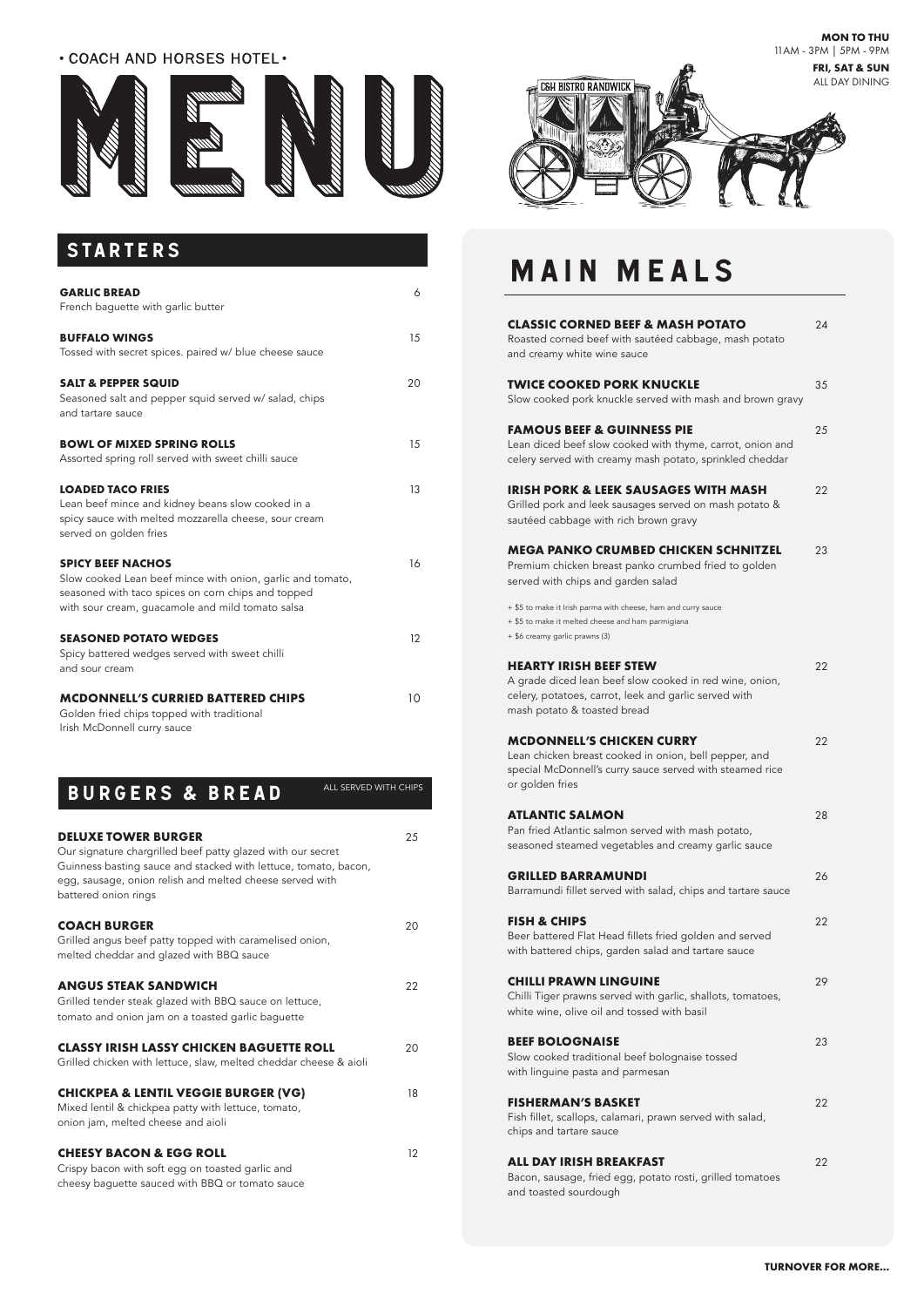• COACH AND HORSES HOTEL •

# MENU

**MON TO THU**
11AM - 3PM | 5PM - 9PM

**FRI, SAT & SUN**
ALL DAY DINING

C&H BISTRO RANDWICK

## STARTERS

**GARLIC BREAD** — 6
French baguette with garlic butter

**BUFFALO WINGS** — 15
Tossed with secret spices. paired w/ blue cheese sauce

**SALT & PEPPER SQUID** — 20
Seasoned salt and pepper squid served w/ salad, chips and tartare sauce

**BOWL OF MIXED SPRING ROLLS** — 15
Assorted spring roll served with sweet chilli sauce

**LOADED TACO FRIES** — 13
Lean beef mince and kidney beans slow cooked in a spicy sauce with melted mozzarella cheese, sour cream served on golden fries

**SPICY BEEF NACHOS** — 16
Slow cooked Lean beef mince with onion, garlic and tomato, seasoned with taco spices on corn chips and topped with sour cream, guacamole and mild tomato salsa

**SEASONED POTATO WEDGES** — 12
Spicy battered wedges served with sweet chilli and sour cream

**MCDONNELL'S CURRIED BATTERED CHIPS** — 10
Golden fried chips topped with traditional Irish McDonnell curry sauce

## BURGERS & BREAD

ALL SERVED WITH CHIPS

**DELUXE TOWER BURGER** — 25
Our signature chargrilled beef patty glazed with our secret Guinness basting sauce and stacked with lettuce, tomato, bacon, egg, sausage, onion relish and melted cheese served with battered onion rings

**COACH BURGER** — 20
Grilled angus beef patty topped with caramelised onion, melted cheddar and glazed with BBQ sauce

**ANGUS STEAK SANDWICH** — 22
Grilled tender steak glazed with BBQ sauce on lettuce, tomato and onion jam on a toasted garlic baguette

**CLASSY IRISH LASSY CHICKEN BAGUETTE ROLL** — 20
Grilled chicken with lettuce, slaw, melted cheddar cheese & aioli

**CHICKPEA & LENTIL VEGGIE BURGER (VG)** — 18
Mixed lentil & chickpea patty with lettuce, tomato, onion jam, melted cheese and aioli

**CHEESY BACON & EGG ROLL** — 12
Crispy bacon with soft egg on toasted garlic and cheesy baguette sauced with BBQ or tomato sauce

## MAIN MEALS

**CLASSIC CORNED BEEF & MASH POTATO** — 24
Roasted corned beef with sautéed cabbage, mash potato and creamy white wine sauce

**TWICE COOKED PORK KNUCKLE** — 35
Slow cooked pork knuckle served with mash and brown gravy

**FAMOUS BEEF & GUINNESS PIE** — 25
Lean diced beef slow cooked with thyme, carrot, onion and celery served with creamy mash potato, sprinkled cheddar

**IRISH PORK & LEEK SAUSAGES WITH MASH** — 22
Grilled pork and leek sausages served on mash potato & sautéed cabbage with rich brown gravy

**MEGA PANKO CRUMBED CHICKEN SCHNITZEL** — 23
Premium chicken breast panko crumbed fried to golden served with chips and garden salad

+ $5 to make it Irish parma with cheese, ham and curry sauce
+ $5 to make it melted cheese and ham parmigiana
+ $6 creamy garlic prawns (3)

**HEARTY IRISH BEEF STEW** — 22
A grade diced lean beef slow cooked in red wine, onion, celery, potatoes, carrot, leek and garlic served with mash potato & toasted bread

**MCDONNELL'S CHICKEN CURRY** — 22
Lean chicken breast cooked in onion, bell pepper, and special McDonnell's curry sauce served with steamed rice or golden fries

**ATLANTIC SALMON** — 28
Pan fried Atlantic salmon served with mash potato, seasoned steamed vegetables and creamy garlic sauce

**GRILLED BARRAMUNDI** — 26
Barramundi fillet served with salad, chips and tartare sauce

**FISH & CHIPS** — 22
Beer battered Flat Head fillets fried golden and served with battered chips, garden salad and tartare sauce

**CHILLI PRAWN LINGUINE** — 29
Chilli Tiger prawns served with garlic, shallots, tomatoes, white wine, olive oil and tossed with basil

**BEEF BOLOGNAISE** — 23
Slow cooked traditional beef bolognaise tossed with linguine pasta and parmesan

**FISHERMAN'S BASKET** — 22
Fish fillet, scallops, calamari, prawn served with salad, chips and tartare sauce

**ALL DAY IRISH BREAKFAST** — 22
Bacon, sausage, fried egg, potato rosti, grilled tomatoes and toasted sourdough

**TURNOVER FOR MORE...**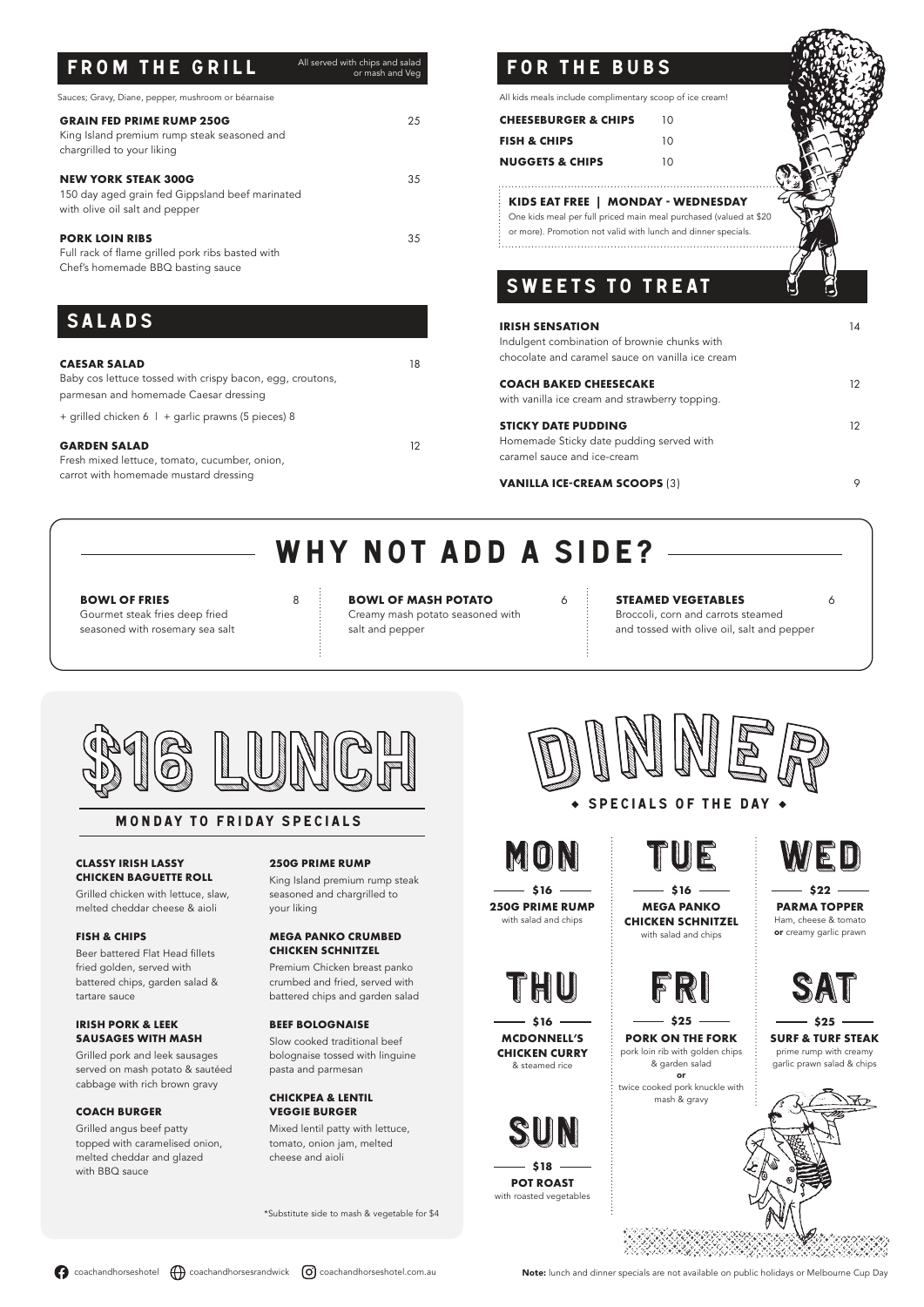## FROM THE GRILL

All served with chips and salad or mash and Veg

Sauces; Gravy, Diane, pepper, mushroom or béarnaise

**GRAIN FED PRIME RUMP 250G** 25
King Island premium rump steak seasoned and chargrilled to your liking

**NEW YORK STEAK 300G** 35
150 day aged grain fed Gippsland beef marinated with olive oil salt and pepper

**PORK LOIN RIBS** 35
Full rack of flame grilled pork ribs basted with Chef's homemade BBQ basting sauce

## SALADS

**CAESAR SALAD** 18
Baby cos lettuce tossed with crispy bacon, egg, croutons, parmesan and homemade Caesar dressing

+ grilled chicken 6 | + garlic prawns (5 pieces) 8

**GARDEN SALAD** 12
Fresh mixed lettuce, tomato, cucumber, onion, carrot with homemade mustard dressing

## FOR THE BUBS

All kids meals include complimentary scoop of ice cream!

| | |
|---|---|
| **CHEESEBURGER & CHIPS** | 10 |
| **FISH & CHIPS** | 10 |
| **NUGGETS & CHIPS** | 10 |

**KIDS EAT FREE | MONDAY - WEDNESDAY**
One kids meal per full priced main meal purchased (valued at $20 or more). Promotion not valid with lunch and dinner specials.

## SWEETS TO TREAT

**IRISH SENSATION** 14
Indulgent combination of brownie chunks with chocolate and caramel sauce on vanilla ice cream

**COACH BAKED CHEESECAKE** 12
with vanilla ice cream and strawberry topping.

**STICKY DATE PUDDING** 12
Homemade Sticky date pudding served with caramel sauce and ice-cream

**VANILLA ICE-CREAM SCOOPS** (3) 9

## WHY NOT ADD A SIDE?

**BOWL OF FRIES** 8
Gourmet steak fries deep fried seasoned with rosemary sea salt

**BOWL OF MASH POTATO** 6
Creamy mash potato seasoned with salt and pepper

**STEAMED VEGETABLES** 6
Broccoli, corn and carrots steamed and tossed with olive oil, salt and pepper

# $16 LUNCH

### MONDAY TO FRIDAY SPECIALS

**CLASSY IRISH LASSY CHICKEN BAGUETTE ROLL**
Grilled chicken with lettuce, slaw, melted cheddar cheese & aioli

**FISH & CHIPS**
Beer battered Flat Head fillets fried golden, served with battered chips, garden salad & tartare sauce

**IRISH PORK & LEEK SAUSAGES WITH MASH**
Grilled pork and leek sausages served on mash potato & sautéed cabbage with rich brown gravy

**COACH BURGER**
Grilled angus beef patty topped with caramelised onion, melted cheddar and glazed with BBQ sauce

**250G PRIME RUMP**
King Island premium rump steak seasoned and chargrilled to your liking

**MEGA PANKO CRUMBED CHICKEN SCHNITZEL**
Premium Chicken breast panko crumbed and fried, served with battered chips and garden salad

**BEEF BOLOGNAISE**
Slow cooked traditional beef bolognaise tossed with linguine pasta and parmesan

**CHICKPEA & LENTIL VEGGIE BURGER**
Mixed lentil patty with lettuce, tomato, onion jam, melted cheese and aioli

*Substitute side to mash & vegetable for $4

# DINNER

### SPECIALS OF THE DAY

**MON** — $16
**250G PRIME RUMP**
with salad and chips

**TUE** — $16
**MEGA PANKO CHICKEN SCHNITZEL**
with salad and chips

**WED** — $22
**PARMA TOPPER**
Ham, cheese & tomato **or** creamy garlic prawn

**THU** — $16
**MCDONNELL'S CHICKEN CURRY**
& steamed rice

**FRI** — $25
**PORK ON THE FORK**
pork loin rib with golden chips & garden salad
**or**
twice cooked pork knuckle with mash & gravy

**SAT** — $25
**SURF & TURF STEAK**
prime rump with creamy garlic prawn salad & chips

**SUN** — $18
**POT ROAST**
with roasted vegetables

coachandhorseshotel | coachandhorsesrandwick | coachandhorseshotel.com.au

**Note:** lunch and dinner specials are not available on public holidays or Melbourne Cup Day